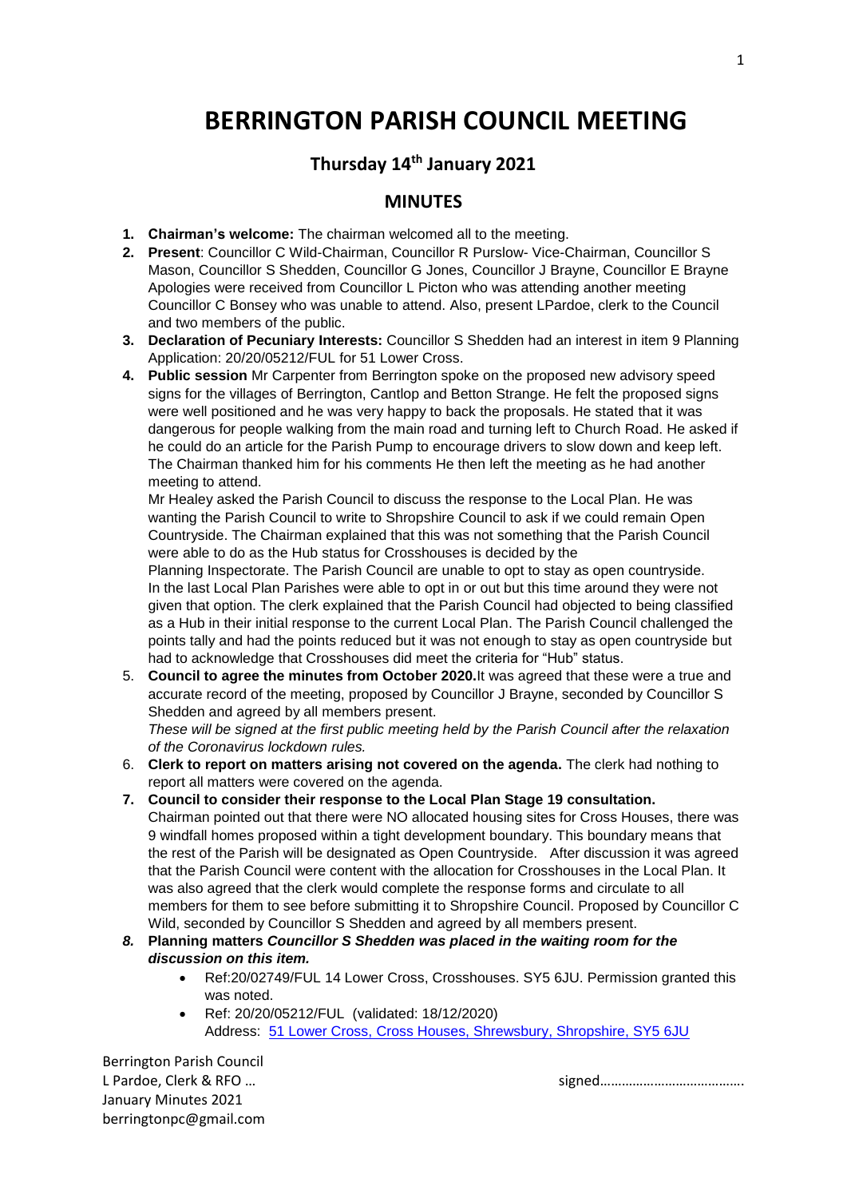# BERRINGTON PARISH COUNCIL MEETING

## Thursday 14th January 2021

## MINUTES

1. **Chairman's welcome:** The chairman welcomed all to the meeting.
2. **Present**: Councillor C Wild-Chairman, Councillor R Purslow- Vice-Chairman, Councillor S Mason, Councillor S Shedden, Councillor G Jones, Councillor J Brayne, Councillor E Brayne Apologies were received from Councillor L Picton who was attending another meeting Councillor C Bonsey who was unable to attend. Also, present LPardoe, clerk to the Council and two members of the public.
3. **Declaration of Pecuniary Interests:** Councillor S Shedden had an interest in item 9 Planning Application: 20/20/05212/FUL for 51 Lower Cross.
4. **Public session** Mr Carpenter from Berrington spoke on the proposed new advisory speed signs for the villages of Berrington, Cantlop and Betton Strange. He felt the proposed signs were well positioned and he was very happy to back the proposals. He stated that it was dangerous for people walking from the main road and turning left to Church Road. He asked if he could do an article for the Parish Pump to encourage drivers to slow down and keep left. The Chairman thanked him for his comments He then left the meeting as he had another meeting to attend.

   Mr Healey asked the Parish Council to discuss the response to the Local Plan. He was wanting the Parish Council to write to Shropshire Council to ask if we could remain Open Countryside. The Chairman explained that this was not something that the Parish Council were able to do as the Hub status for Crosshouses is decided by the Planning Inspectorate. The Parish Council are unable to opt to stay as open countryside. In the last Local Plan Parishes were able to opt in or out but this time around they were not given that option. The clerk explained that the Parish Council had objected to being classified as a Hub in their initial response to the current Local Plan. The Parish Council challenged the points tally and had the points reduced but it was not enough to stay as open countryside but had to acknowledge that Crosshouses did meet the criteria for "Hub" status.
5. **Council to agree the minutes from October 2020.** It was agreed that these were a true and accurate record of the meeting, proposed by Councillor J Brayne, seconded by Councillor S Shedden and agreed by all members present.
   *These will be signed at the first public meeting held by the Parish Council after the relaxation of the Coronavirus lockdown rules.*
6. **Clerk to report on matters arising not covered on the agenda.** The clerk had nothing to report all matters were covered on the agenda.
7. **Council to consider their response to the Local Plan Stage 19 consultation.**
   Chairman pointed out that there were NO allocated housing sites for Cross Houses, there was 9 windfall homes proposed within a tight development boundary. This boundary means that the rest of the Parish will be designated as Open Countryside. After discussion it was agreed that the Parish Council were content with the allocation for Crosshouses in the Local Plan. It was also agreed that the clerk would complete the response forms and circulate to all members for them to see before submitting it to Shropshire Council. Proposed by Councillor C Wild, seconded by Councillor S Shedden and agreed by all members present.
8. **Planning matters** ***Councillor S Shedden was placed in the waiting room for the discussion on this item.***
   - Ref:20/02749/FUL 14 Lower Cross, Crosshouses. SY5 6JU. Permission granted this was noted.
   - Ref: 20/20/05212/FUL (validated: 18/12/2020)
     Address: 51 Lower Cross, Cross Houses, Shrewsbury, Shropshire, SY5 6JU

Berrington Parish Council
L Pardoe, Clerk & RFO … signed………………………………….
January Minutes 2021
berringtonpc@gmail.com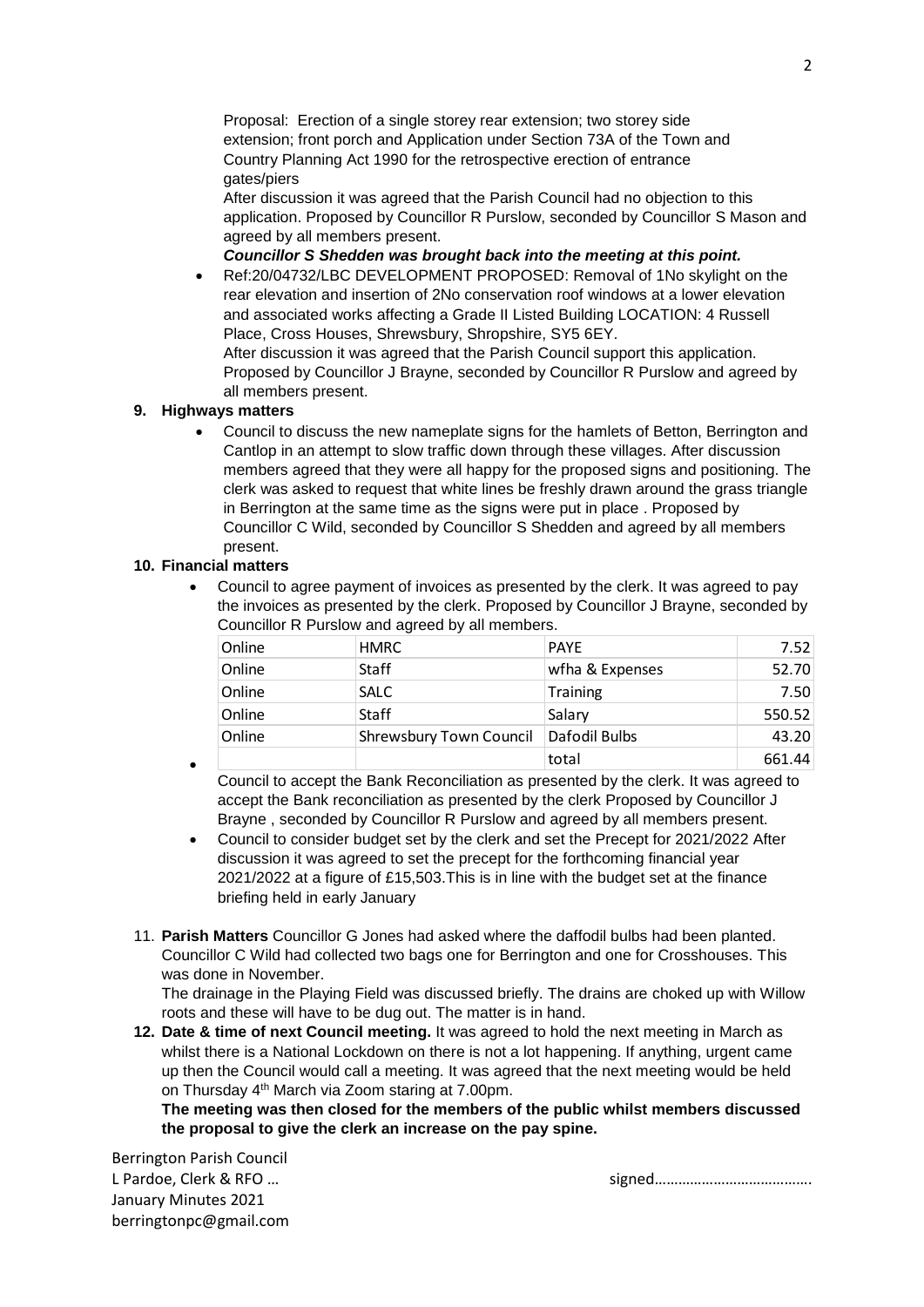Proposal: Erection of a single storey rear extension; two storey side extension; front porch and Application under Section 73A of the Town and Country Planning Act 1990 for the retrospective erection of entrance gates/piers

After discussion it was agreed that the Parish Council had no objection to this application. Proposed by Councillor R Purslow, seconded by Councillor S Mason and agreed by all members present.

***Councillor S Shedden was brought back into the meeting at this point.***

- Ref:20/04732/LBC DEVELOPMENT PROPOSED: Removal of 1No skylight on the rear elevation and insertion of 2No conservation roof windows at a lower elevation and associated works affecting a Grade II Listed Building LOCATION: 4 Russell Place, Cross Houses, Shrewsbury, Shropshire, SY5 6EY.
  After discussion it was agreed that the Parish Council support this application. Proposed by Councillor J Brayne, seconded by Councillor R Purslow and agreed by all members present.

**9. Highways matters**

- Council to discuss the new nameplate signs for the hamlets of Betton, Berrington and Cantlop in an attempt to slow traffic down through these villages. After discussion members agreed that they were all happy for the proposed signs and positioning. The clerk was asked to request that white lines be freshly drawn around the grass triangle in Berrington at the same time as the signs were put in place . Proposed by Councillor C Wild, seconded by Councillor S Shedden and agreed by all members present.

**10. Financial matters**

- Council to agree payment of invoices as presented by the clerk. It was agreed to pay the invoices as presented by the clerk. Proposed by Councillor J Brayne, seconded by Councillor R Purslow and agreed by all members.

| | | | |
|---|---|---|---|
| Online | HMRC | PAYE | 7.52 |
| Online | Staff | wfha & Expenses | 52.70 |
| Online | SALC | Training | 7.50 |
| Online | Staff | Salary | 550.52 |
| Online | Shrewsbury Town Council | Dafodil Bulbs | 43.20 |
| | | total | 661.44 |

- Council to accept the Bank Reconciliation as presented by the clerk. It was agreed to accept the Bank reconciliation as presented by the clerk Proposed by Councillor J Brayne , seconded by Councillor R Purslow and agreed by all members present.
- Council to consider budget set by the clerk and set the Precept for 2021/2022 After discussion it was agreed to set the precept for the forthcoming financial year 2021/2022 at a figure of £15,503.This is in line with the budget set at the finance briefing held in early January

11. **Parish Matters** Councillor G Jones had asked where the daffodil bulbs had been planted. Councillor C Wild had collected two bags one for Berrington and one for Crosshouses. This was done in November.
    The drainage in the Playing Field was discussed briefly. The drains are choked up with Willow roots and these will have to be dug out. The matter is in hand.

12. **Date & time of next Council meeting.** It was agreed to hold the next meeting in March as whilst there is a National Lockdown on there is not a lot happening. If anything, urgent came up then the Council would call a meeting. It was agreed that the next meeting would be held on Thursday 4th March via Zoom staring at 7.00pm.
    **The meeting was then closed for the members of the public whilst members discussed the proposal to give the clerk an increase on the pay spine.**

Berrington Parish Council
L Pardoe, Clerk & RFO … signed………………………………….
January Minutes 2021
berringtonpc@gmail.com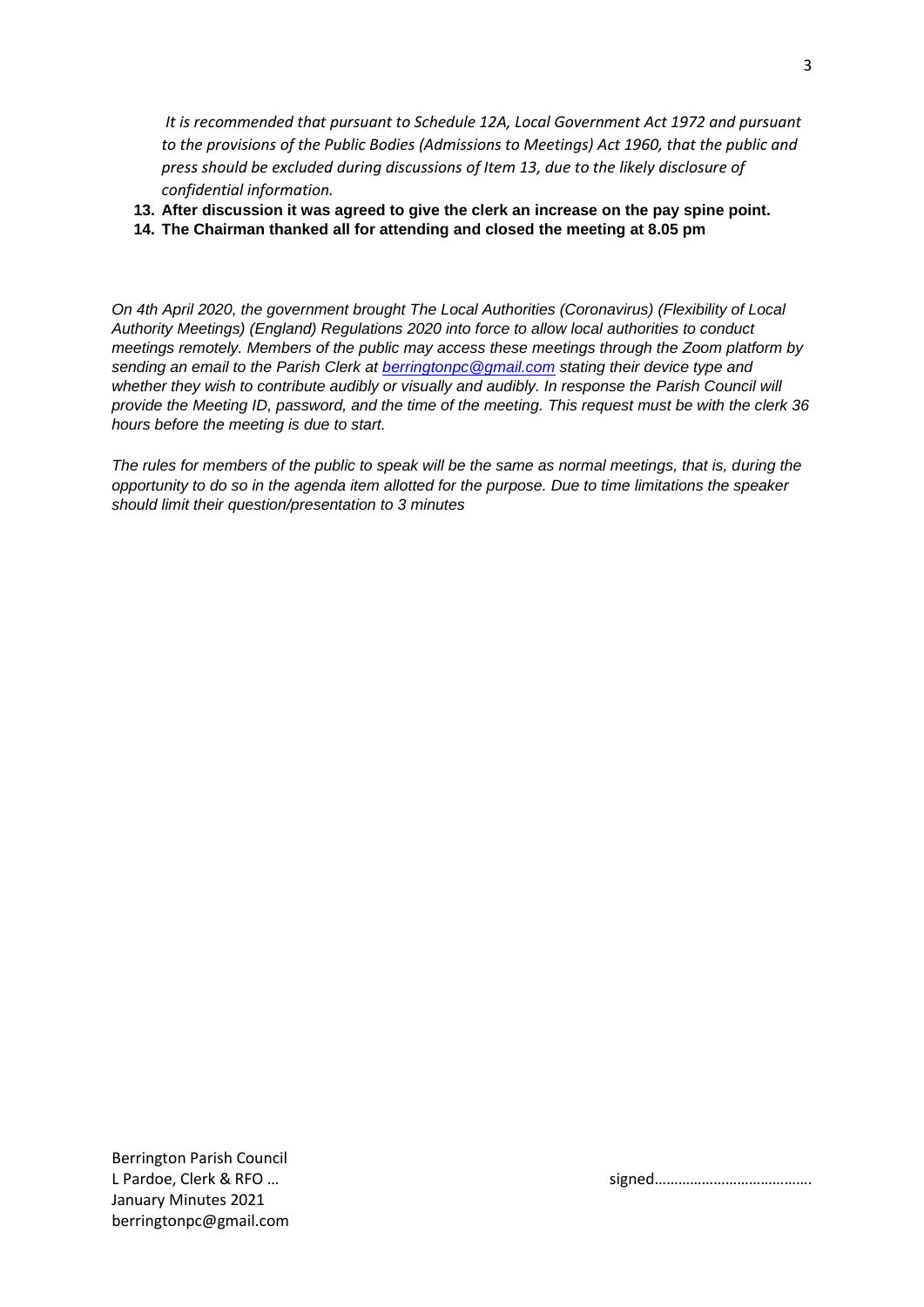*It is recommended that pursuant to Schedule 12A, Local Government Act 1972 and pursuant to the provisions of the Public Bodies (Admissions to Meetings) Act 1960, that the public and press should be excluded during discussions of Item 13, due to the likely disclosure of confidential information.*

13. **After discussion it was agreed to give the clerk an increase on the pay spine point.**
14. **The Chairman thanked all for attending and closed the meeting at 8.05 pm**

*On 4th April 2020, the government brought The Local Authorities (Coronavirus) (Flexibility of Local Authority Meetings) (England) Regulations 2020 into force to allow local authorities to conduct meetings remotely. Members of the public may access these meetings through the Zoom platform by sending an email to the Parish Clerk at [berringtonpc@gmail.com](mailto:berringtonpc@gmail.com) stating their device type and whether they wish to contribute audibly or visually and audibly. In response the Parish Council will provide the Meeting ID, password, and the time of the meeting. This request must be with the clerk 36 hours before the meeting is due to start.*

*The rules for members of the public to speak will be the same as normal meetings, that is, during the opportunity to do so in the agenda item allotted for the purpose. Due to time limitations the speaker should limit their question/presentation to 3 minutes*

Berrington Parish Council
L Pardoe, Clerk & RFO …
January Minutes 2021
berringtonpc@gmail.com

signed………………………………….